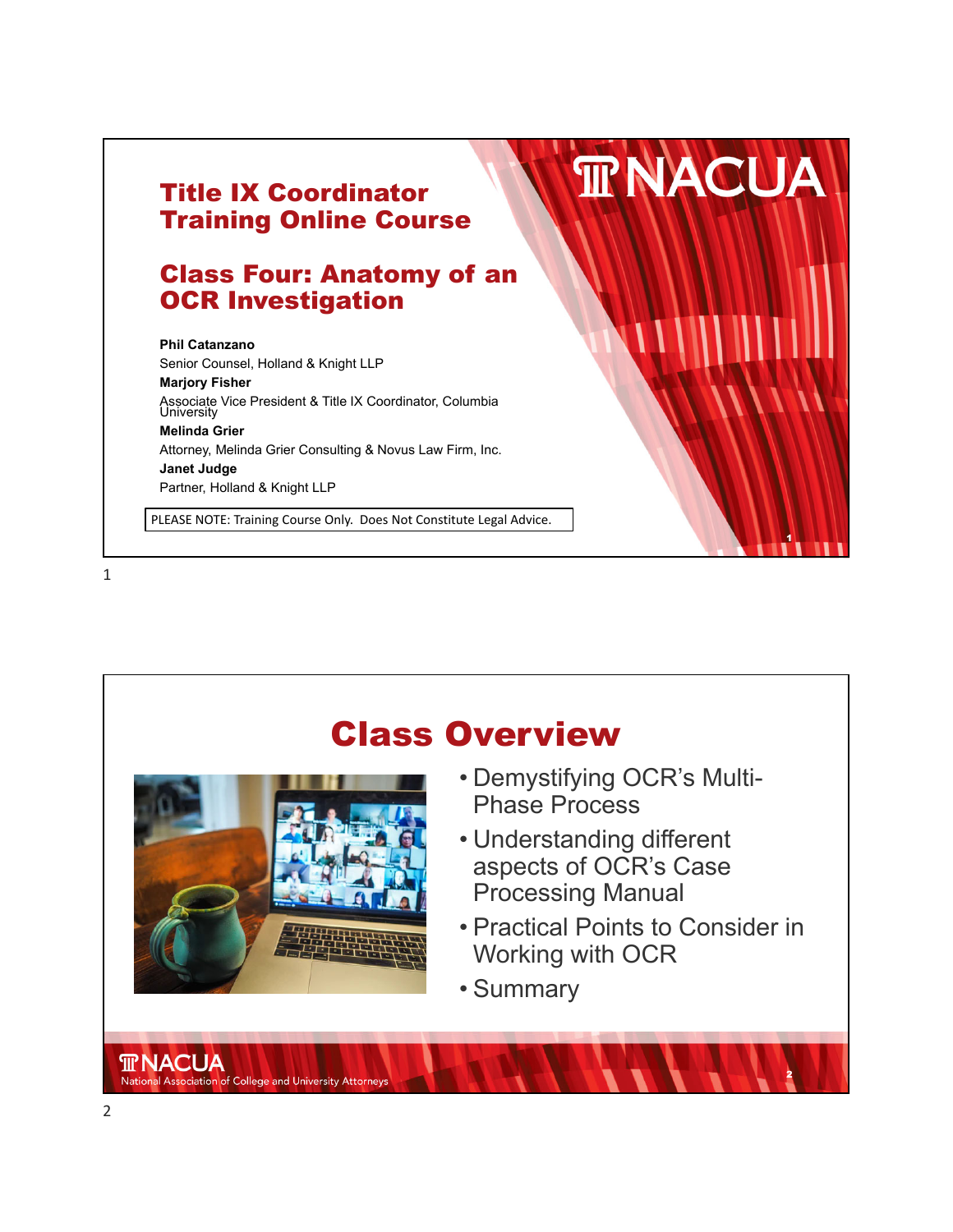# Title IX Coordinator Training Online Course

## Class Four: Anatomy of an OCR Investigation

**Phil Catanzano**
Senior Counsel, Holland & Knight LLP

**Marjory Fisher**
Associate Vice President & Title IX Coordinator, Columbia University

**Melinda Grier**
Attorney, Melinda Grier Consulting & Novus Law Firm, Inc.

**Janet Judge**
Partner, Holland & Knight LLP

PLEASE NOTE: Training Course Only. Does Not Constitute Legal Advice.

## Class Overview

- Demystifying OCR's Multi-Phase Process
- Understanding different aspects of OCR's Case Processing Manual
- Practical Points to Consider in Working with OCR
- Summary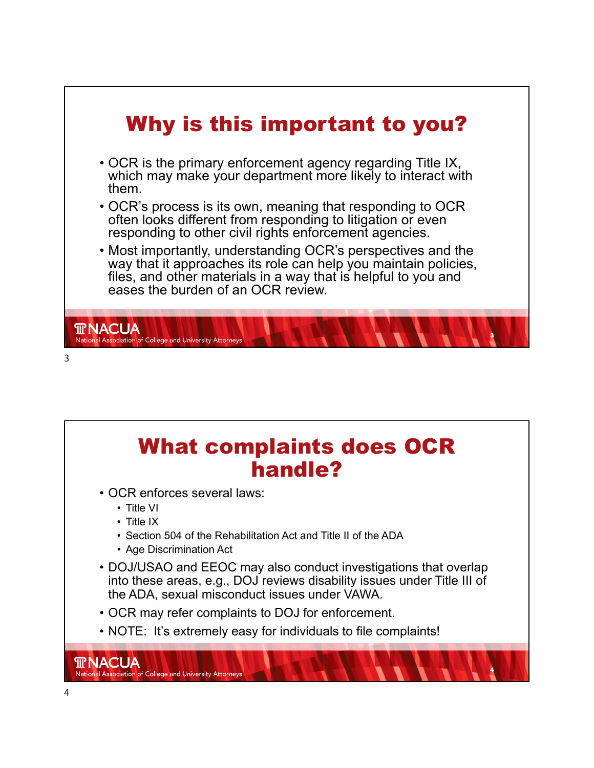## Why is this important to you?

- OCR is the primary enforcement agency regarding Title IX, which may make your department more likely to interact with them.
- OCR's process is its own, meaning that responding to OCR often looks different from responding to litigation or even responding to other civil rights enforcement agencies.
- Most importantly, understanding OCR's perspectives and the way that it approaches its role can help you maintain policies, files, and other materials in a way that is helpful to you and eases the burden of an OCR review.

## What complaints does OCR handle?

- OCR enforces several laws:
  - Title VI
  - Title IX
  - Section 504 of the Rehabilitation Act and Title II of the ADA
  - Age Discrimination Act
- DOJ/USAO and EEOC may also conduct investigations that overlap into these areas, e.g., DOJ reviews disability issues under Title III of the ADA, sexual misconduct issues under VAWA.
- OCR may refer complaints to DOJ for enforcement.
- NOTE: It's extremely easy for individuals to file complaints!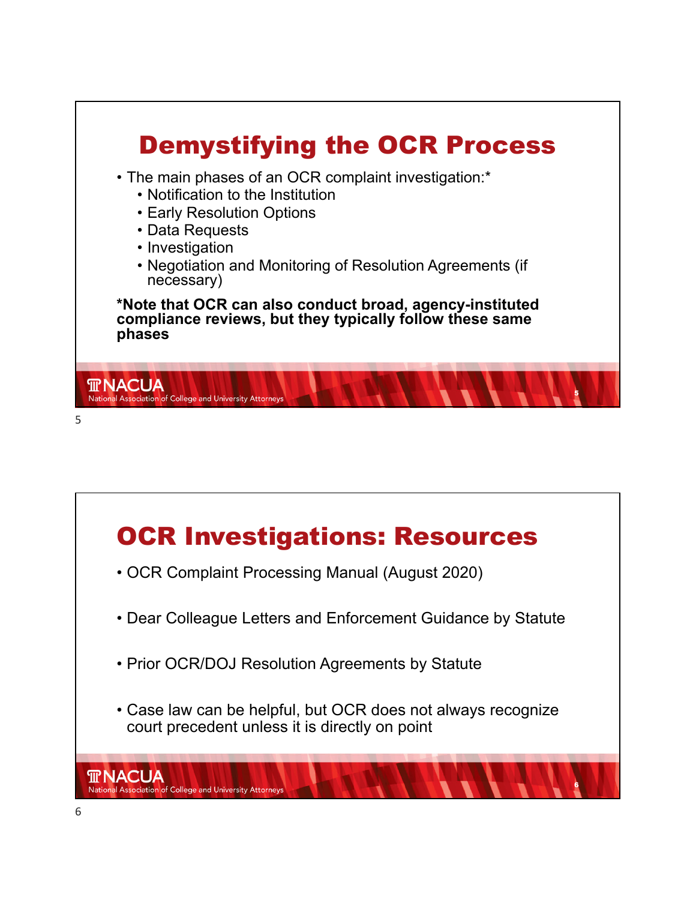# Demystifying the OCR Process

- The main phases of an OCR complaint investigation:*
  - Notification to the Institution
  - Early Resolution Options
  - Data Requests
  - Investigation
  - Negotiation and Monitoring of Resolution Agreements (if necessary)

**\*Note that OCR can also conduct broad, agency-instituted compliance reviews, but they typically follow these same phases**

# OCR Investigations: Resources

- OCR Complaint Processing Manual (August 2020)
- Dear Colleague Letters and Enforcement Guidance by Statute
- Prior OCR/DOJ Resolution Agreements by Statute
- Case law can be helpful, but OCR does not always recognize court precedent unless it is directly on point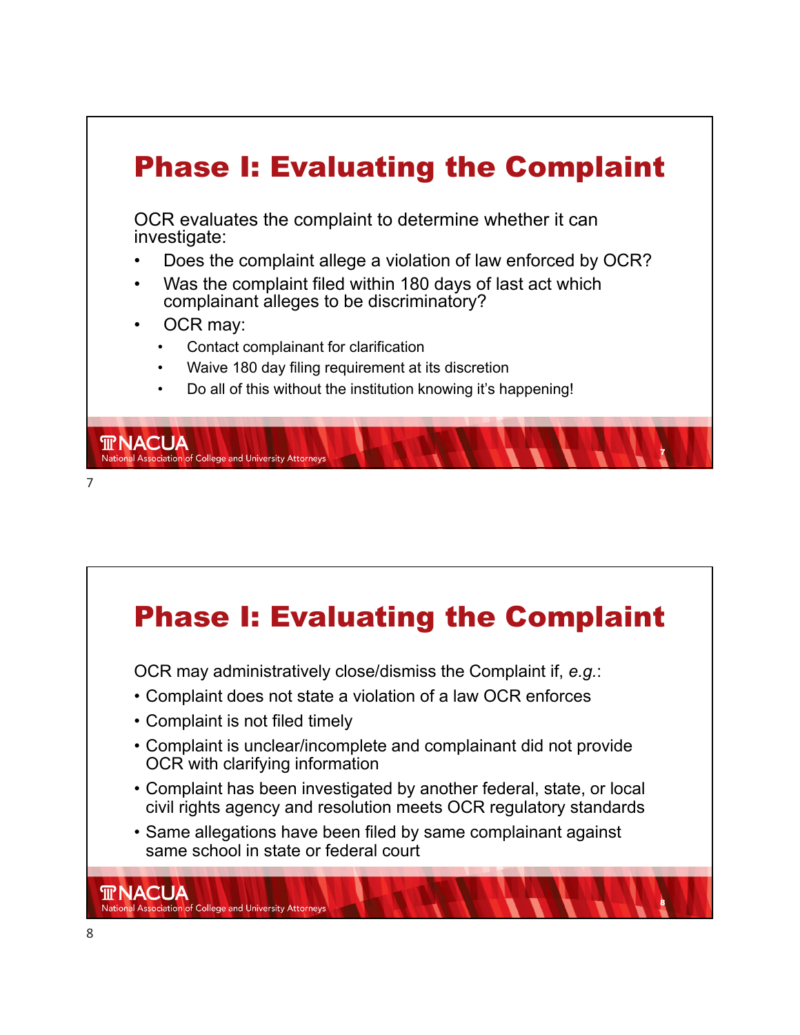## Phase I: Evaluating the Complaint

OCR evaluates the complaint to determine whether it can investigate:

- Does the complaint allege a violation of law enforced by OCR?
- Was the complaint filed within 180 days of last act which complainant alleges to be discriminatory?
- OCR may:
  - Contact complainant for clarification
  - Waive 180 day filing requirement at its discretion
  - Do all of this without the institution knowing it's happening!

## Phase I: Evaluating the Complaint

OCR may administratively close/dismiss the Complaint if, *e.g.*:

- Complaint does not state a violation of a law OCR enforces
- Complaint is not filed timely
- Complaint is unclear/incomplete and complainant did not provide OCR with clarifying information
- Complaint has been investigated by another federal, state, or local civil rights agency and resolution meets OCR regulatory standards
- Same allegations have been filed by same complainant against same school in state or federal court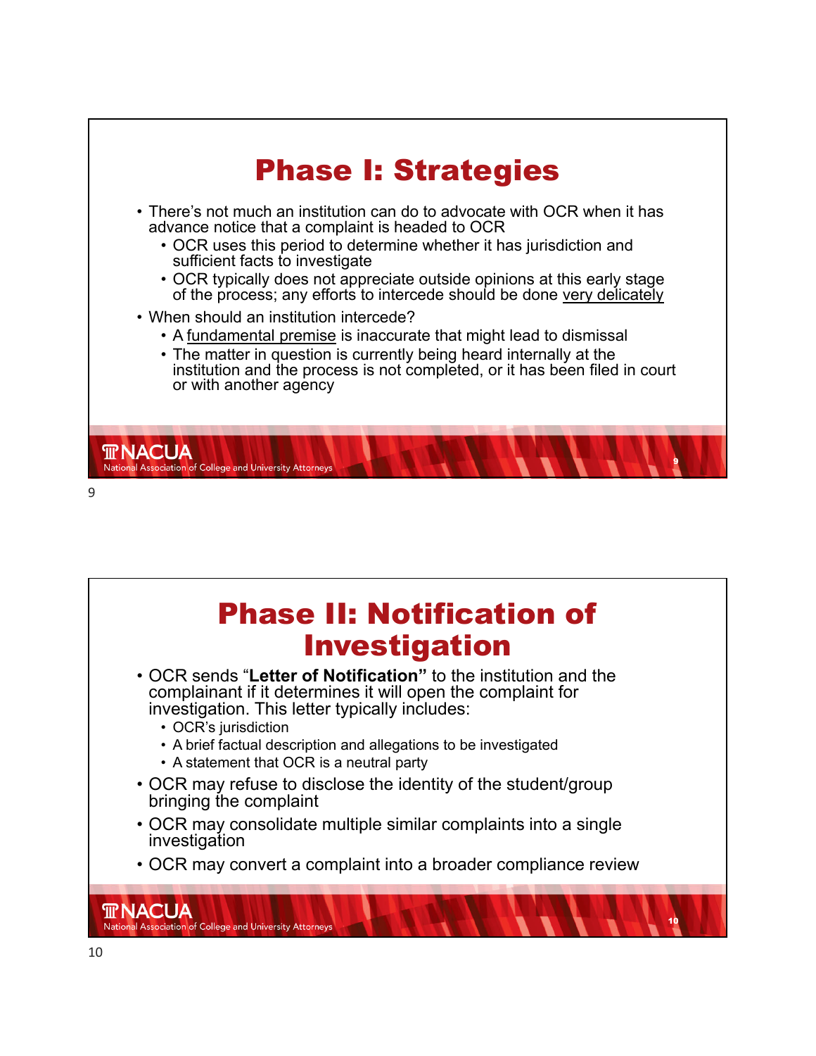# Phase I: Strategies

- There's not much an institution can do to advocate with OCR when it has advance notice that a complaint is headed to OCR
  - OCR uses this period to determine whether it has jurisdiction and sufficient facts to investigate
  - OCR typically does not appreciate outside opinions at this early stage of the process; any efforts to intercede should be done very delicately
- When should an institution intercede?
  - A fundamental premise is inaccurate that might lead to dismissal
  - The matter in question is currently being heard internally at the institution and the process is not completed, or it has been filed in court or with another agency

# Phase II: Notification of Investigation

- OCR sends "**Letter of Notification**" to the institution and the complainant if it determines it will open the complaint for investigation. This letter typically includes:
  - OCR's jurisdiction
  - A brief factual description and allegations to be investigated
  - A statement that OCR is a neutral party
- OCR may refuse to disclose the identity of the student/group bringing the complaint
- OCR may consolidate multiple similar complaints into a single investigation
- OCR may convert a complaint into a broader compliance review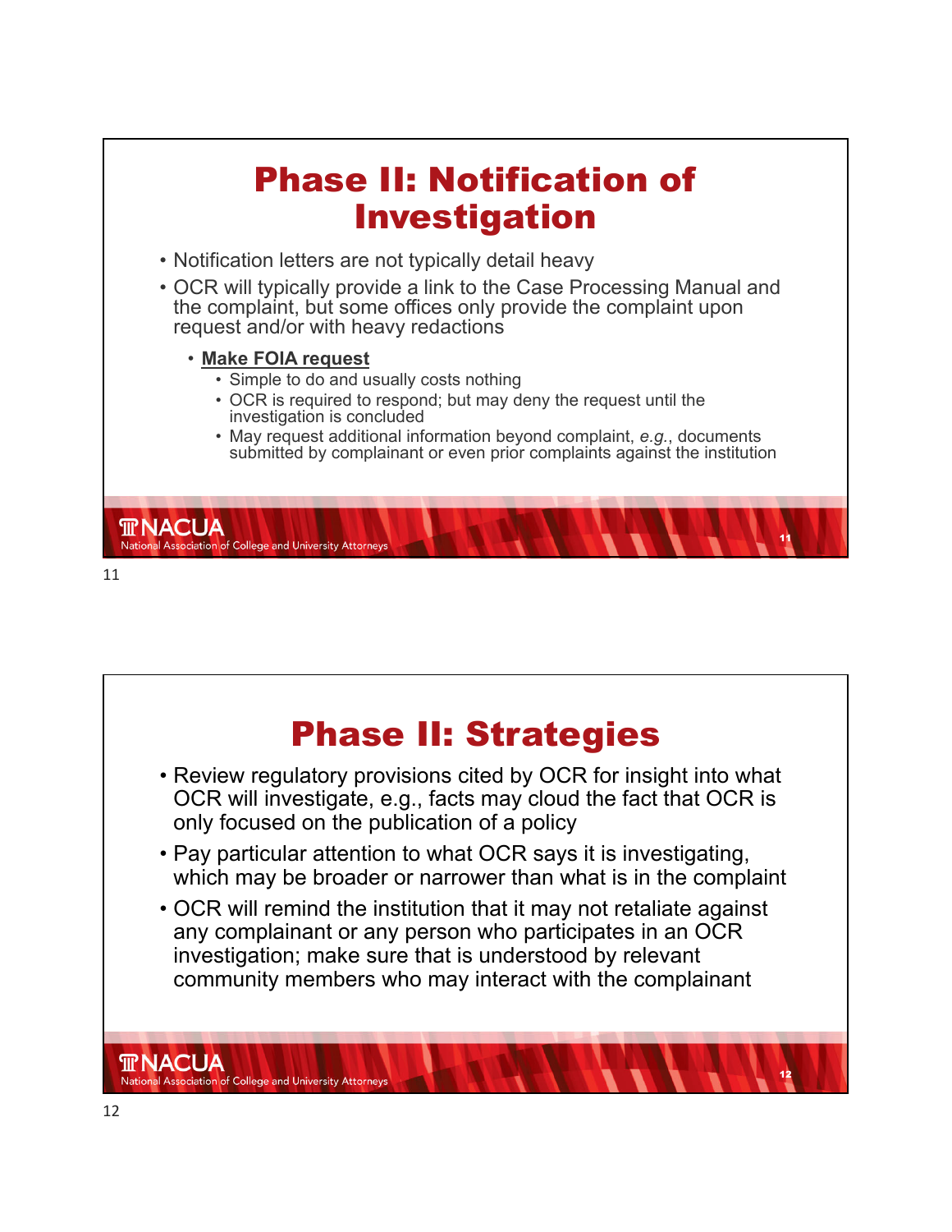# Phase II: Notification of Investigation

- Notification letters are not typically detail heavy
- OCR will typically provide a link to the Case Processing Manual and the complaint, but some offices only provide the complaint upon request and/or with heavy redactions
  - **Make FOIA request**
    - Simple to do and usually costs nothing
    - OCR is required to respond; but may deny the request until the investigation is concluded
    - May request additional information beyond complaint, *e.g.*, documents submitted by complainant or even prior complaints against the institution

# Phase II: Strategies

- Review regulatory provisions cited by OCR for insight into what OCR will investigate, e.g., facts may cloud the fact that OCR is only focused on the publication of a policy
- Pay particular attention to what OCR says it is investigating, which may be broader or narrower than what is in the complaint
- OCR will remind the institution that it may not retaliate against any complainant or any person who participates in an OCR investigation; make sure that is understood by relevant community members who may interact with the complainant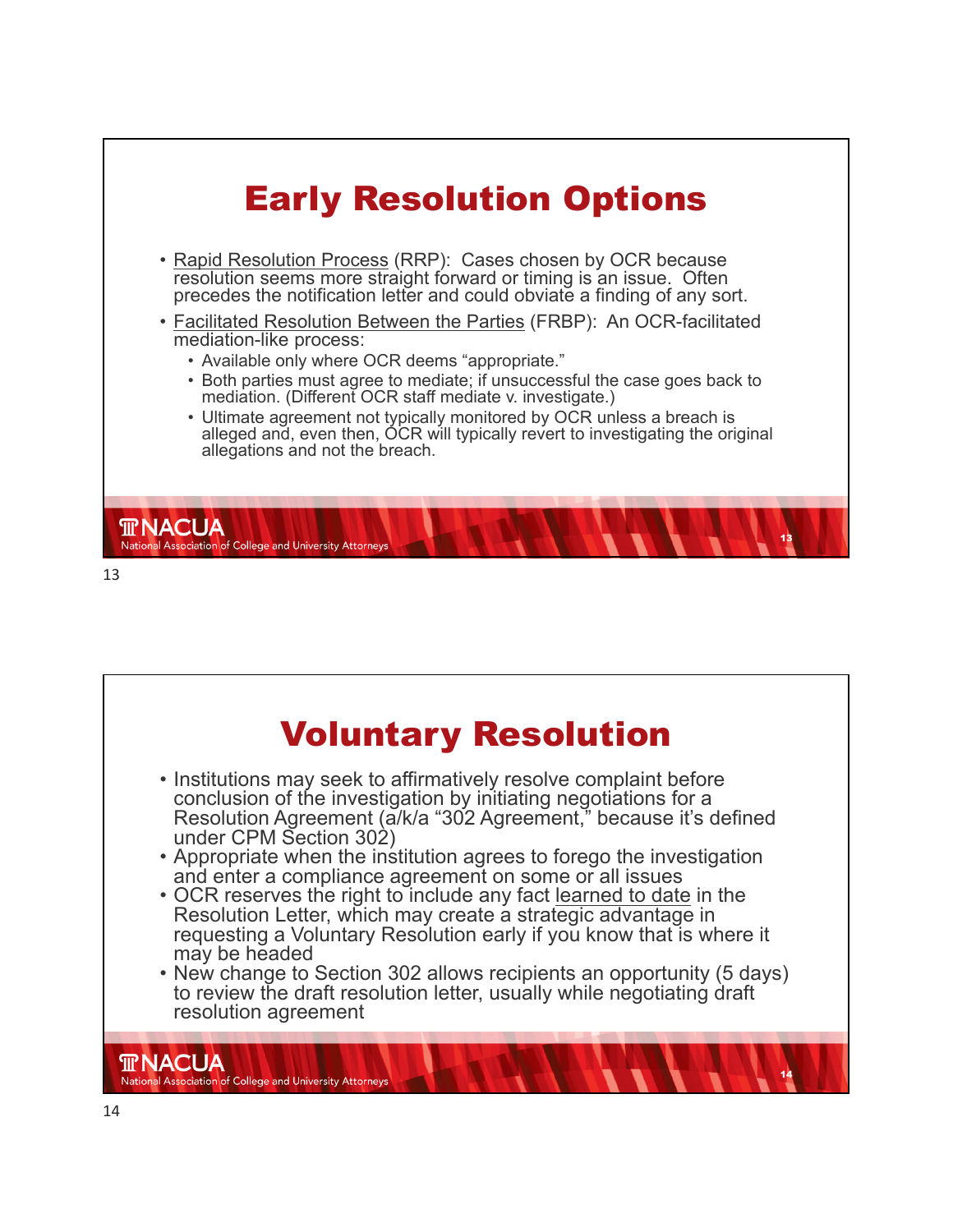# Early Resolution Options

- Rapid Resolution Process (RRP): Cases chosen by OCR because resolution seems more straight forward or timing is an issue. Often precedes the notification letter and could obviate a finding of any sort.
- Facilitated Resolution Between the Parties (FRBP): An OCR-facilitated mediation-like process:
  - Available only where OCR deems "appropriate."
  - Both parties must agree to mediate; if unsuccessful the case goes back to mediation. (Different OCR staff mediate v. investigate.)
  - Ultimate agreement not typically monitored by OCR unless a breach is alleged and, even then, OCR will typically revert to investigating the original allegations and not the breach.

# Voluntary Resolution

- Institutions may seek to affirmatively resolve complaint before conclusion of the investigation by initiating negotiations for a Resolution Agreement (a/k/a "302 Agreement," because it's defined under CPM Section 302)
- Appropriate when the institution agrees to forego the investigation and enter a compliance agreement on some or all issues
- OCR reserves the right to include any fact learned to date in the Resolution Letter, which may create a strategic advantage in requesting a Voluntary Resolution early if you know that is where it may be headed
- New change to Section 302 allows recipients an opportunity (5 days) to review the draft resolution letter, usually while negotiating draft resolution agreement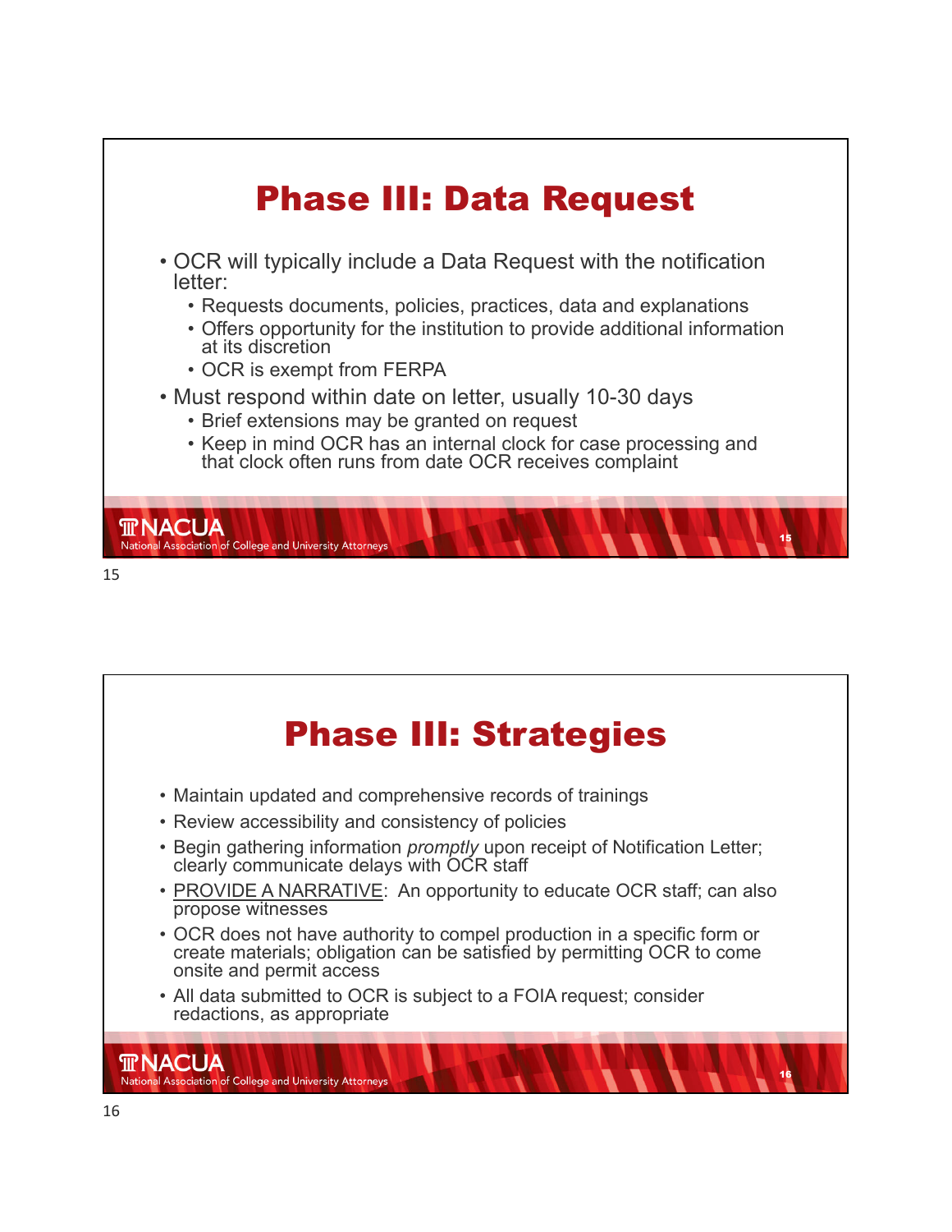## Phase III: Data Request

- OCR will typically include a Data Request with the notification letter:
  - Requests documents, policies, practices, data and explanations
  - Offers opportunity for the institution to provide additional information at its discretion
  - OCR is exempt from FERPA
- Must respond within date on letter, usually 10-30 days
  - Brief extensions may be granted on request
  - Keep in mind OCR has an internal clock for case processing and that clock often runs from date OCR receives complaint

## Phase III: Strategies

- Maintain updated and comprehensive records of trainings
- Review accessibility and consistency of policies
- Begin gathering information *promptly* upon receipt of Notification Letter; clearly communicate delays with OCR staff
- <u>PROVIDE A NARRATIVE</u>: An opportunity to educate OCR staff; can also propose witnesses
- OCR does not have authority to compel production in a specific form or create materials; obligation can be satisfied by permitting OCR to come onsite and permit access
- All data submitted to OCR is subject to a FOIA request; consider redactions, as appropriate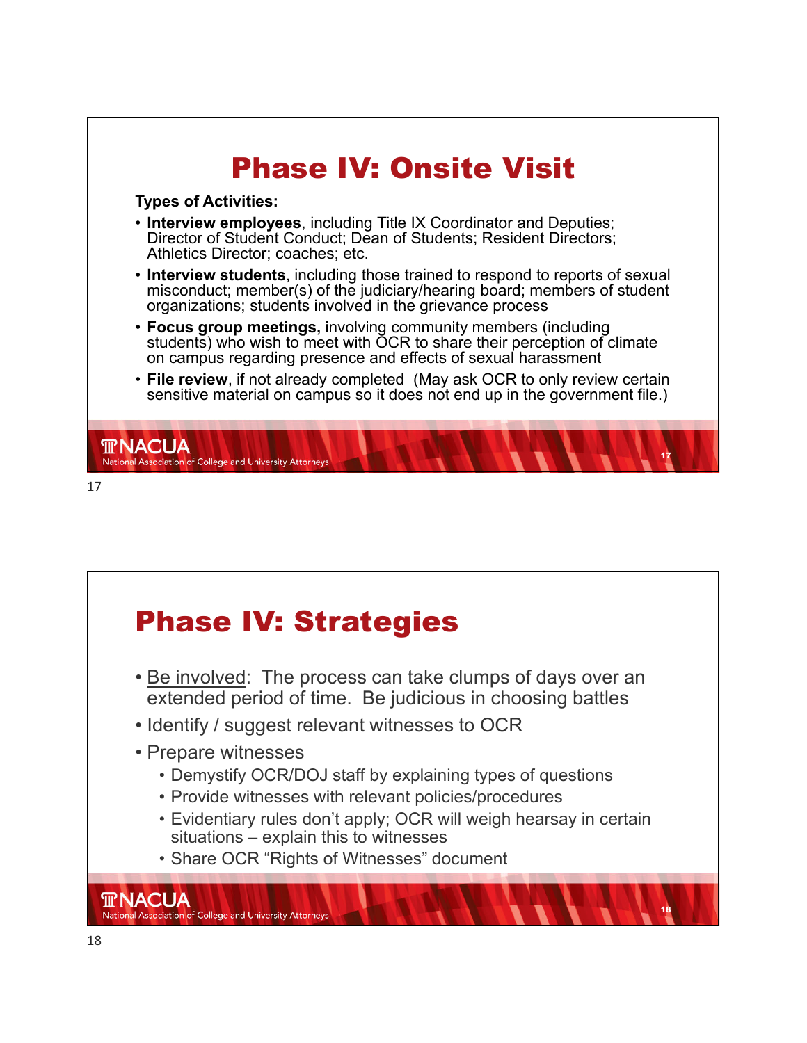# Phase IV: Onsite Visit

**Types of Activities:**

- **Interview employees**, including Title IX Coordinator and Deputies; Director of Student Conduct; Dean of Students; Resident Directors; Athletics Director; coaches; etc.
- **Interview students**, including those trained to respond to reports of sexual misconduct; member(s) of the judiciary/hearing board; members of student organizations; students involved in the grievance process
- **Focus group meetings,** involving community members (including students) who wish to meet with OCR to share their perception of climate on campus regarding presence and effects of sexual harassment
- **File review**, if not already completed (May ask OCR to only review certain sensitive material on campus so it does not end up in the government file.)

# Phase IV: Strategies

- Be involved: The process can take clumps of days over an extended period of time. Be judicious in choosing battles
- Identify / suggest relevant witnesses to OCR
- Prepare witnesses
  - Demystify OCR/DOJ staff by explaining types of questions
  - Provide witnesses with relevant policies/procedures
  - Evidentiary rules don't apply; OCR will weigh hearsay in certain situations – explain this to witnesses
  - Share OCR "Rights of Witnesses" document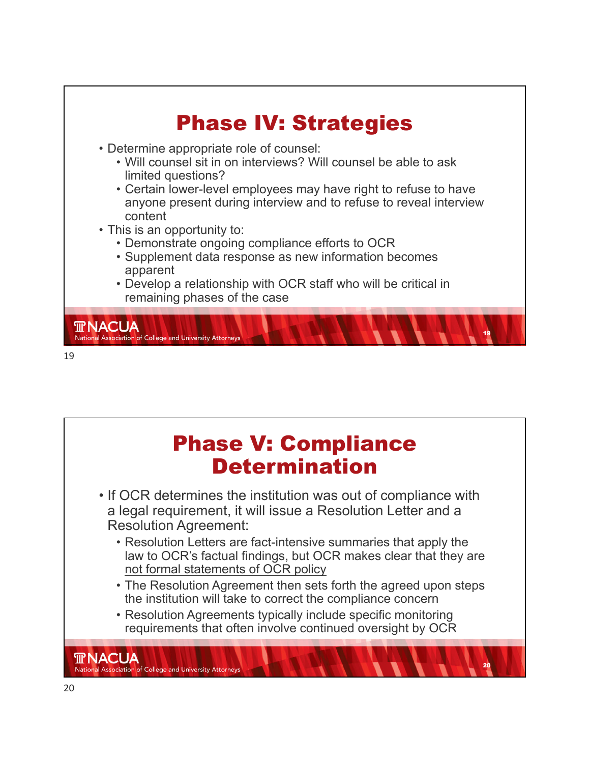# Phase IV: Strategies

- Determine appropriate role of counsel:
  - Will counsel sit in on interviews? Will counsel be able to ask limited questions?
  - Certain lower-level employees may have right to refuse to have anyone present during interview and to refuse to reveal interview content
- This is an opportunity to:
  - Demonstrate ongoing compliance efforts to OCR
  - Supplement data response as new information becomes apparent
  - Develop a relationship with OCR staff who will be critical in remaining phases of the case

# Phase V: Compliance Determination

- If OCR determines the institution was out of compliance with a legal requirement, it will issue a Resolution Letter and a Resolution Agreement:
  - Resolution Letters are fact-intensive summaries that apply the law to OCR's factual findings, but OCR makes clear that they are <u>not formal statements of OCR policy</u>
  - The Resolution Agreement then sets forth the agreed upon steps the institution will take to correct the compliance concern
  - Resolution Agreements typically include specific monitoring requirements that often involve continued oversight by OCR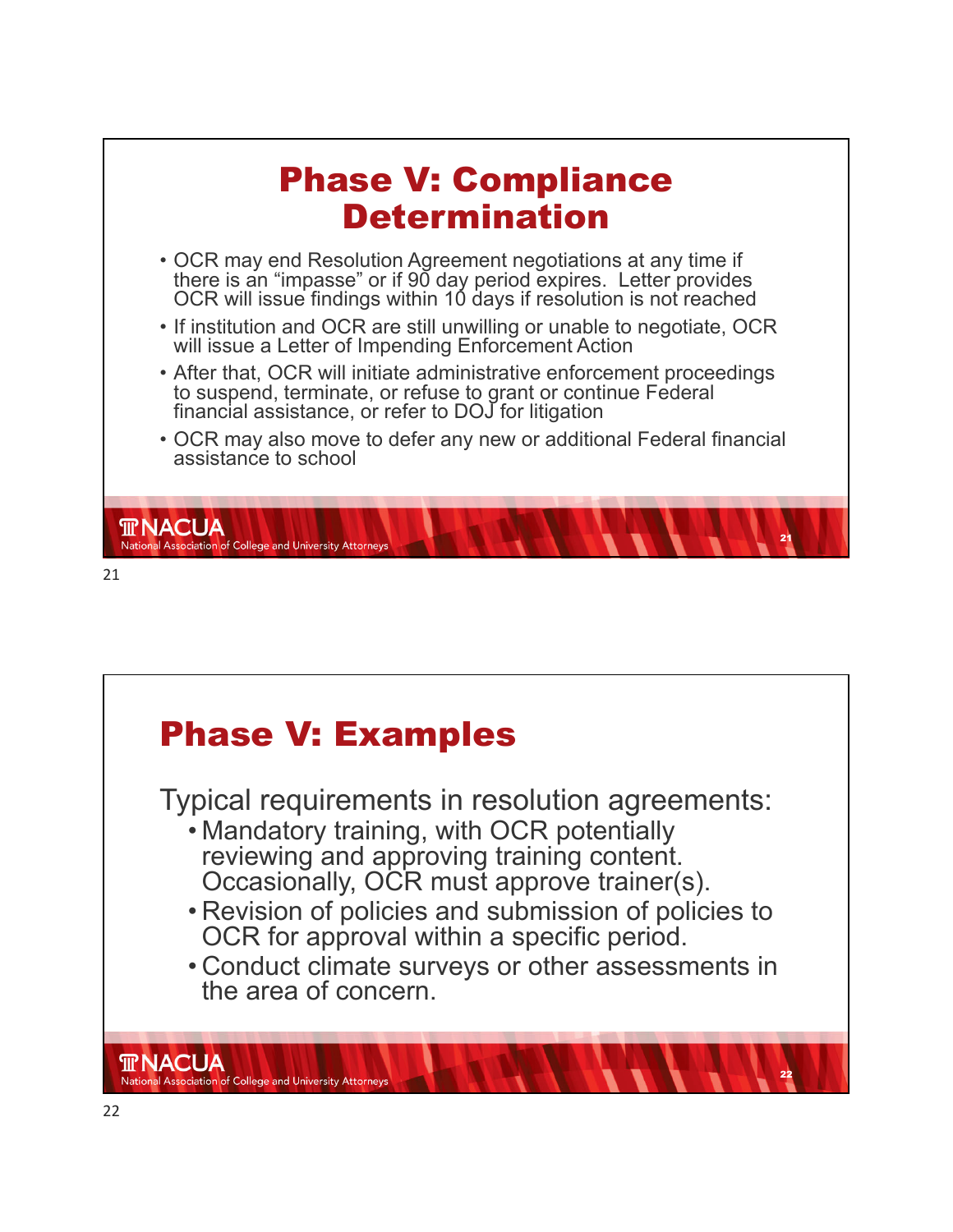## Phase V: Compliance Determination

- OCR may end Resolution Agreement negotiations at any time if there is an "impasse" or if 90 day period expires. Letter provides OCR will issue findings within 10 days if resolution is not reached
- If institution and OCR are still unwilling or unable to negotiate, OCR will issue a Letter of Impending Enforcement Action
- After that, OCR will initiate administrative enforcement proceedings to suspend, terminate, or refuse to grant or continue Federal financial assistance, or refer to DOJ for litigation
- OCR may also move to defer any new or additional Federal financial assistance to school

## Phase V: Examples

Typical requirements in resolution agreements:

- Mandatory training, with OCR potentially reviewing and approving training content. Occasionally, OCR must approve trainer(s).
- Revision of policies and submission of policies to OCR for approval within a specific period.
- Conduct climate surveys or other assessments in the area of concern.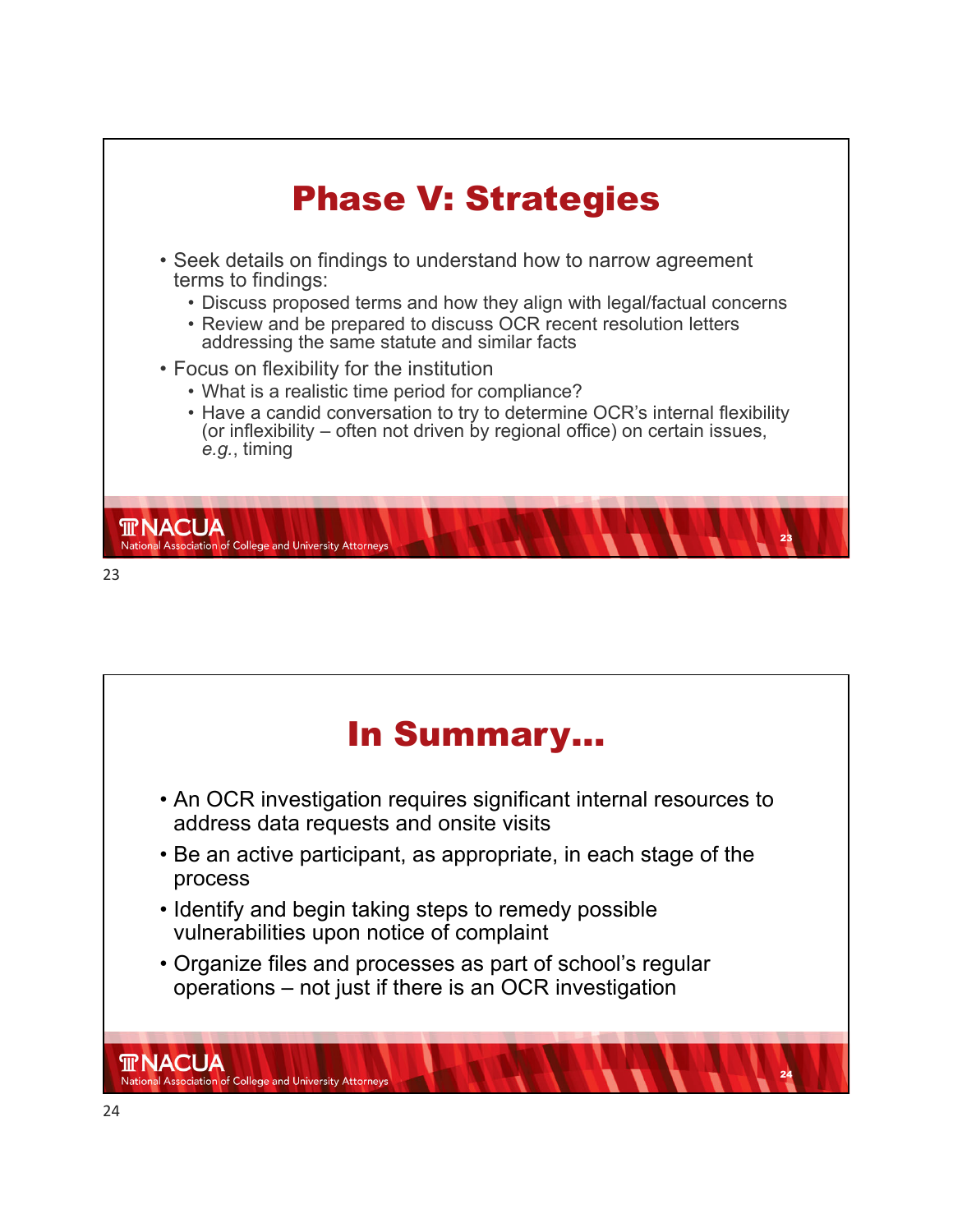## Phase V: Strategies

- Seek details on findings to understand how to narrow agreement terms to findings:
  - Discuss proposed terms and how they align with legal/factual concerns
  - Review and be prepared to discuss OCR recent resolution letters addressing the same statute and similar facts
- Focus on flexibility for the institution
  - What is a realistic time period for compliance?
  - Have a candid conversation to try to determine OCR's internal flexibility (or inflexibility – often not driven by regional office) on certain issues, *e.g.*, timing

## In Summary…

- An OCR investigation requires significant internal resources to address data requests and onsite visits
- Be an active participant, as appropriate, in each stage of the process
- Identify and begin taking steps to remedy possible vulnerabilities upon notice of complaint
- Organize files and processes as part of school's regular operations – not just if there is an OCR investigation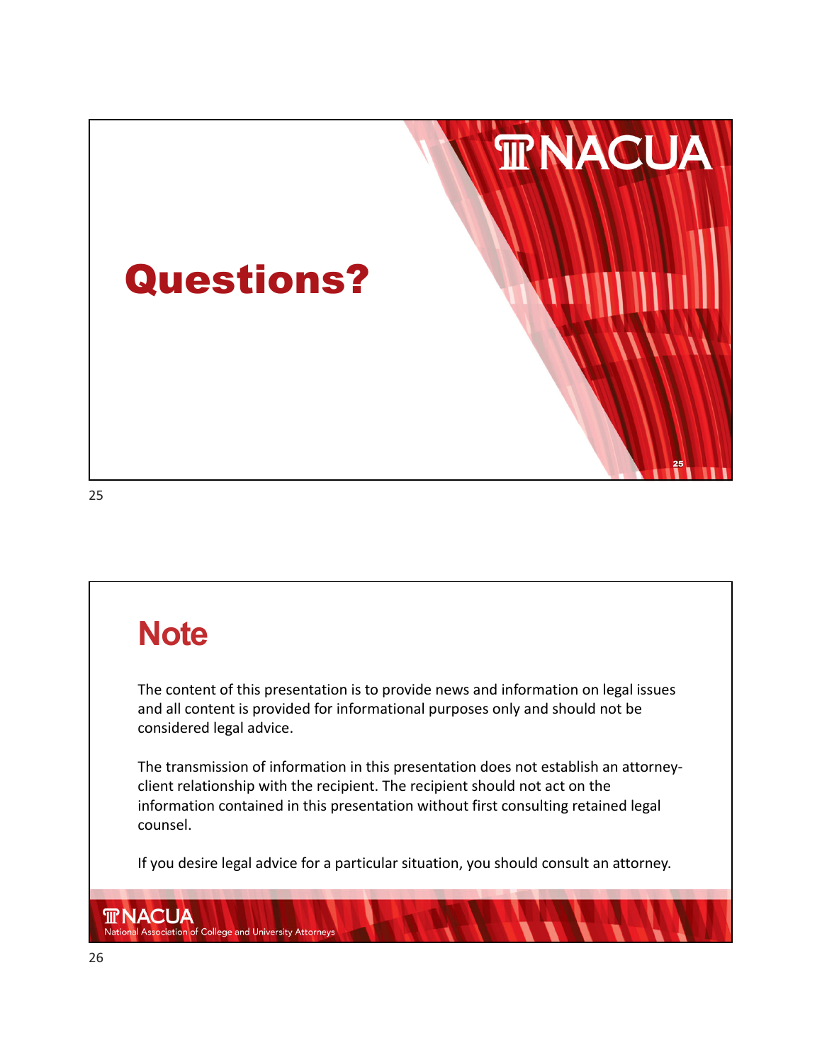# Questions?

# Note

The content of this presentation is to provide news and information on legal issues and all content is provided for informational purposes only and should not be considered legal advice.

The transmission of information in this presentation does not establish an attorney-client relationship with the recipient. The recipient should not act on the information contained in this presentation without first consulting retained legal counsel.

If you desire legal advice for a particular situation, you should consult an attorney.